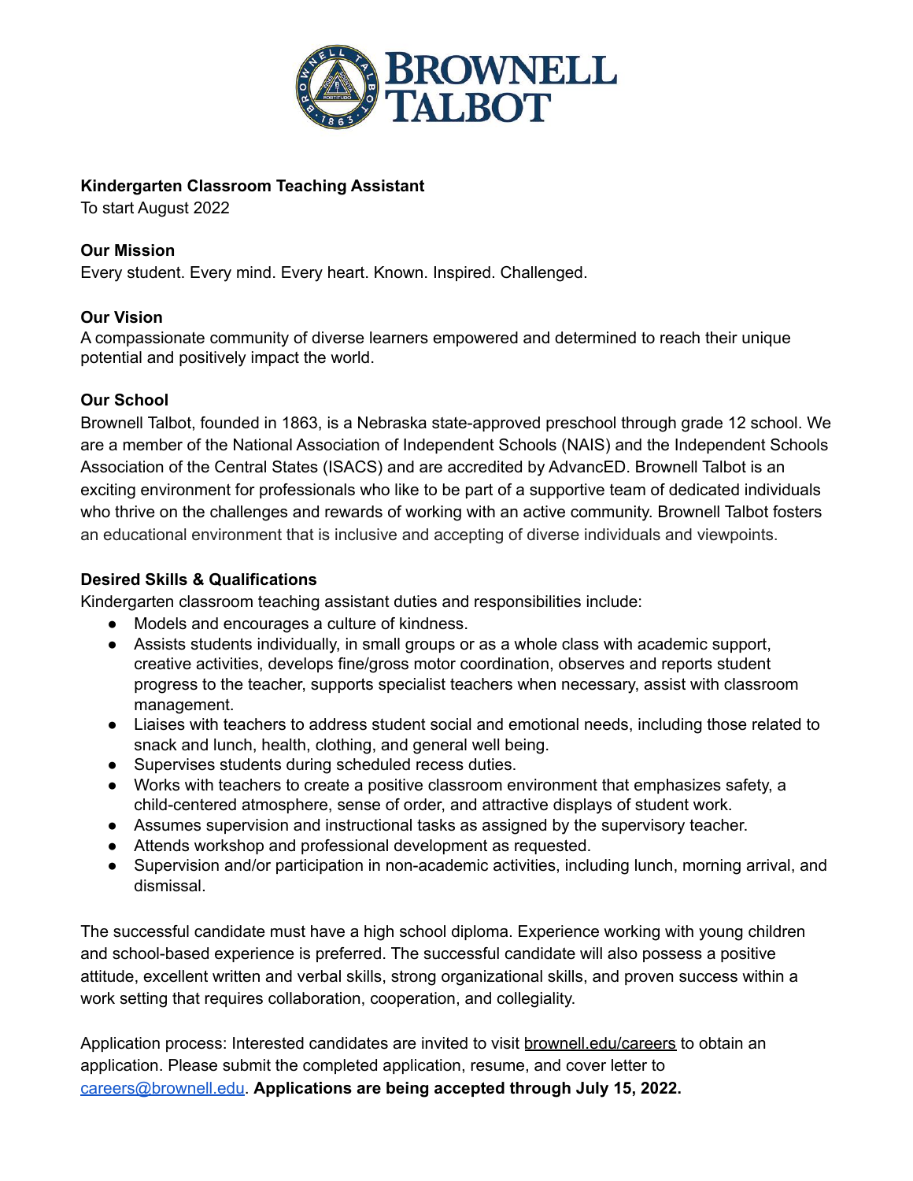# Kindergarten Classroom Teaching Assistant

To start August 2022

**Our Mission**

Every student. Every mind. Every heart. Known. Inspired. Challenged.

**Our Vision**

A compassionate community of diverse learners empowered and determined to reach their unique potential and positively impact the world.

**Our School**

Brownell Talbot, founded in 1863, is a Nebraska state-approved preschool through grade 12 school. We are a member of the National Association of Independent Schools (NAIS) and the Independent Schools Association of the Central States (ISACS) and are accredited by AdvancED. Brownell Talbot is an exciting environment for professionals who like to be part of a supportive team of dedicated individuals who thrive on the challenges and rewards of working with an active community. Brownell Talbot fosters an educational environment that is inclusive and accepting of diverse individuals and viewpoints.

**Desired Skills & Qualifications**

Kindergarten classroom teaching assistant duties and responsibilities include:

- Models and encourages a culture of kindness.
- Assists students individually, in small groups or as a whole class with academic support, creative activities, develops fine/gross motor coordination, observes and reports student progress to the teacher, supports specialist teachers when necessary, assist with classroom management.
- Liaises with teachers to address student social and emotional needs, including those related to snack and lunch, health, clothing, and general well being.
- Supervises students during scheduled recess duties.
- Works with teachers to create a positive classroom environment that emphasizes safety, a child-centered atmosphere, sense of order, and attractive displays of student work.
- Assumes supervision and instructional tasks as assigned by the supervisory teacher.
- Attends workshop and professional development as requested.
- Supervision and/or participation in non-academic activities, including lunch, morning arrival, and dismissal.

The successful candidate must have a high school diploma. Experience working with young children and school-based experience is preferred. The successful candidate will also possess a positive attitude, excellent written and verbal skills, strong organizational skills, and proven success within a work setting that requires collaboration, cooperation, and collegiality.

Application process: Interested candidates are invited to visit brownell.edu/careers to obtain an application. Please submit the completed application, resume, and cover letter to careers@brownell.edu. **Applications are being accepted through July 15, 2022.**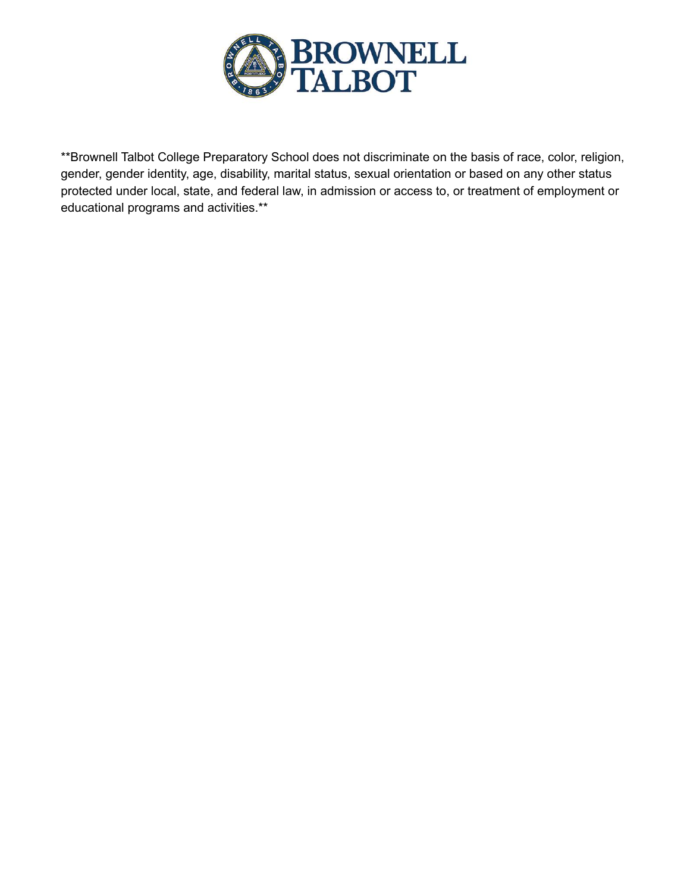**Brownell Talbot College Preparatory School does not discriminate on the basis of race, color, religion, gender, gender identity, age, disability, marital status, sexual orientation or based on any other status protected under local, state, and federal law, in admission or access to, or treatment of employment or educational programs and activities.**